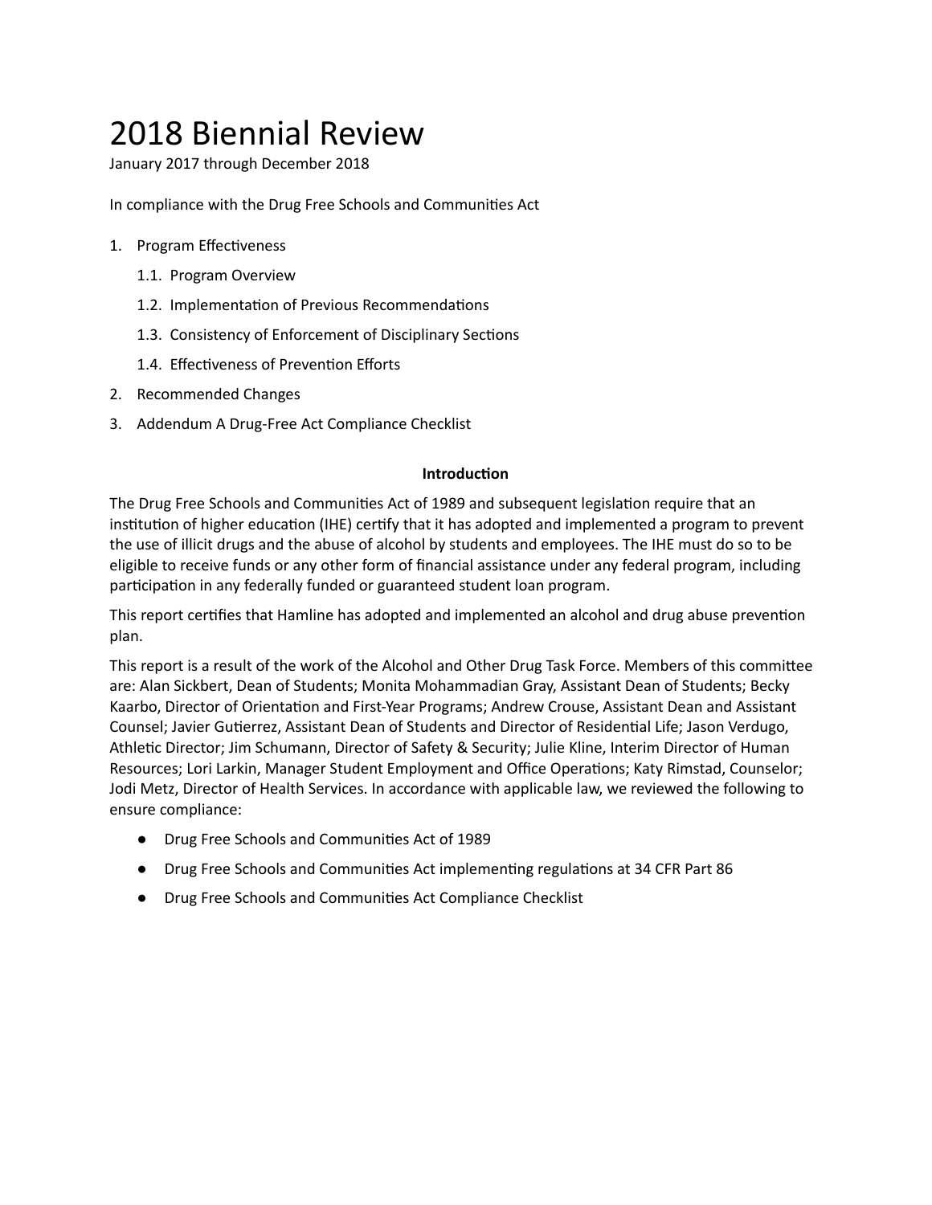# 2018 Biennial Review

January 2017 through December 2018

In compliance with the Drug Free Schools and Communities Act

1. Program Effectiveness
    1.1. Program Overview
    1.2. Implementation of Previous Recommendations
    1.3. Consistency of Enforcement of Disciplinary Sections
    1.4. Effectiveness of Prevention Efforts
2. Recommended Changes
3. Addendum A Drug-Free Act Compliance Checklist

**Introduction**

The Drug Free Schools and Communities Act of 1989 and subsequent legislation require that an institution of higher education (IHE) certify that it has adopted and implemented a program to prevent the use of illicit drugs and the abuse of alcohol by students and employees. The IHE must do so to be eligible to receive funds or any other form of financial assistance under any federal program, including participation in any federally funded or guaranteed student loan program.

This report certifies that Hamline has adopted and implemented an alcohol and drug abuse prevention plan.

This report is a result of the work of the Alcohol and Other Drug Task Force. Members of this committee are: Alan Sickbert, Dean of Students; Monita Mohammadian Gray, Assistant Dean of Students; Becky Kaarbo, Director of Orientation and First-Year Programs; Andrew Crouse, Assistant Dean and Assistant Counsel; Javier Gutierrez, Assistant Dean of Students and Director of Residential Life; Jason Verdugo, Athletic Director; Jim Schumann, Director of Safety & Security; Julie Kline, Interim Director of Human Resources; Lori Larkin, Manager Student Employment and Office Operations; Katy Rimstad, Counselor; Jodi Metz, Director of Health Services. In accordance with applicable law, we reviewed the following to ensure compliance:

- Drug Free Schools and Communities Act of 1989
- Drug Free Schools and Communities Act implementing regulations at 34 CFR Part 86
- Drug Free Schools and Communities Act Compliance Checklist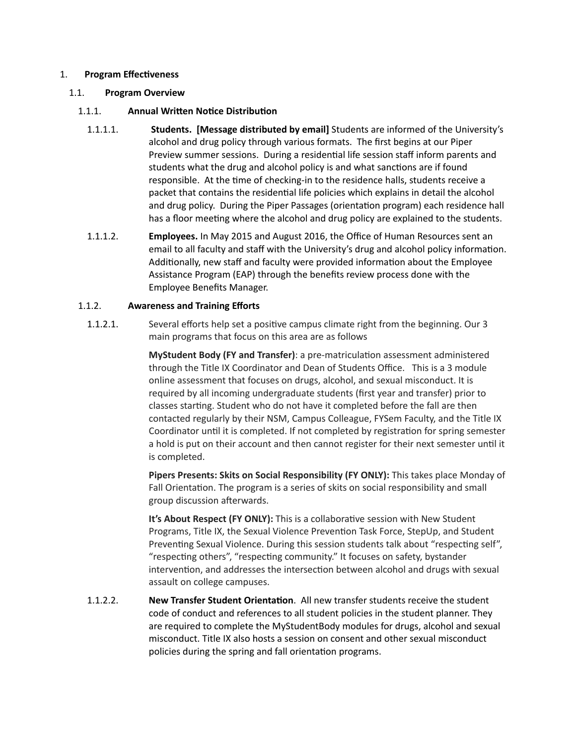# 1. Program Effectiveness

## 1.1. Program Overview

### 1.1.1. Annual Written Notice Distribution

1.1.1.1. **Students. [Message distributed by email]** Students are informed of the University's alcohol and drug policy through various formats. The first begins at our Piper Preview summer sessions. During a residential life session staff inform parents and students what the drug and alcohol policy is and what sanctions are if found responsible. At the time of checking-in to the residence halls, students receive a packet that contains the residential life policies which explains in detail the alcohol and drug policy. During the Piper Passages (orientation program) each residence hall has a floor meeting where the alcohol and drug policy are explained to the students.

1.1.1.2. **Employees.** In May 2015 and August 2016, the Office of Human Resources sent an email to all faculty and staff with the University's drug and alcohol policy information. Additionally, new staff and faculty were provided information about the Employee Assistance Program (EAP) through the benefits review process done with the Employee Benefits Manager.

### 1.1.2. Awareness and Training Efforts

1.1.2.1. Several efforts help set a positive campus climate right from the beginning. Our 3 main programs that focus on this area are as follows

**MyStudent Body (FY and Transfer)**: a pre-matriculation assessment administered through the Title IX Coordinator and Dean of Students Office. This is a 3 module online assessment that focuses on drugs, alcohol, and sexual misconduct. It is required by all incoming undergraduate students (first year and transfer) prior to classes starting. Student who do not have it completed before the fall are then contacted regularly by their NSM, Campus Colleague, FYSem Faculty, and the Title IX Coordinator until it is completed. If not completed by registration for spring semester a hold is put on their account and then cannot register for their next semester until it is completed.

**Pipers Presents: Skits on Social Responsibility (FY ONLY):** This takes place Monday of Fall Orientation. The program is a series of skits on social responsibility and small group discussion afterwards.

**It's About Respect (FY ONLY):** This is a collaborative session with New Student Programs, Title IX, the Sexual Violence Prevention Task Force, StepUp, and Student Preventing Sexual Violence. During this session students talk about "respecting self", "respecting others", "respecting community." It focuses on safety, bystander intervention, and addresses the intersection between alcohol and drugs with sexual assault on college campuses.

1.1.2.2. **New Transfer Student Orientation**. All new transfer students receive the student code of conduct and references to all student policies in the student planner. They are required to complete the MyStudentBody modules for drugs, alcohol and sexual misconduct. Title IX also hosts a session on consent and other sexual misconduct policies during the spring and fall orientation programs.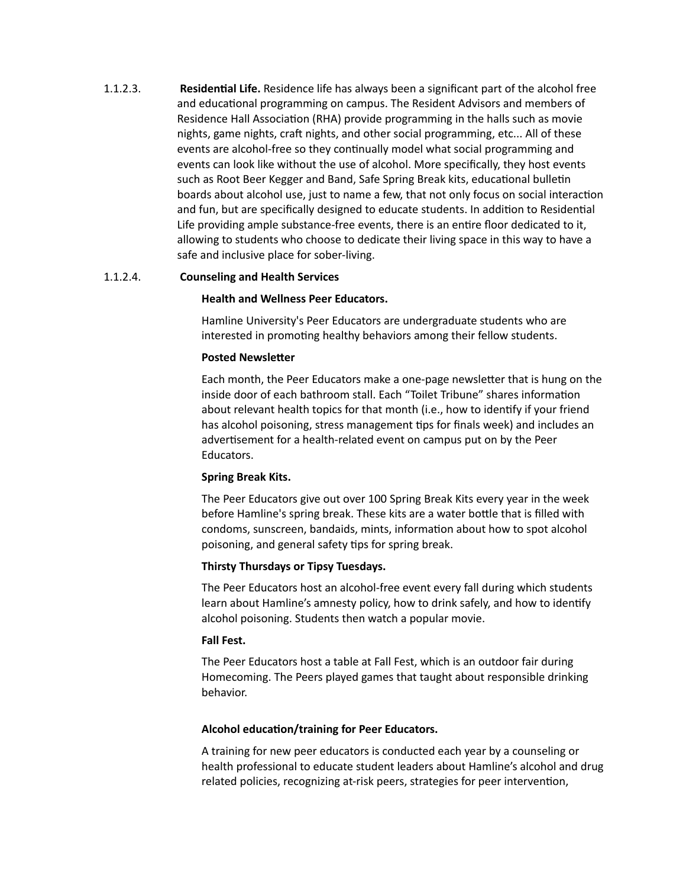1.1.2.3. **Residential Life.** Residence life has always been a significant part of the alcohol free and educational programming on campus. The Resident Advisors and members of Residence Hall Association (RHA) provide programming in the halls such as movie nights, game nights, craft nights, and other social programming, etc... All of these events are alcohol-free so they continually model what social programming and events can look like without the use of alcohol. More specifically, they host events such as Root Beer Kegger and Band, Safe Spring Break kits, educational bulletin boards about alcohol use, just to name a few, that not only focus on social interaction and fun, but are specifically designed to educate students. In addition to Residential Life providing ample substance-free events, there is an entire floor dedicated to it, allowing to students who choose to dedicate their living space in this way to have a safe and inclusive place for sober-living.

1.1.2.4. **Counseling and Health Services**

**Health and Wellness Peer Educators.**

Hamline University's Peer Educators are undergraduate students who are interested in promoting healthy behaviors among their fellow students.

**Posted Newsletter**

Each month, the Peer Educators make a one-page newsletter that is hung on the inside door of each bathroom stall. Each "Toilet Tribune" shares information about relevant health topics for that month (i.e., how to identify if your friend has alcohol poisoning, stress management tips for finals week) and includes an advertisement for a health-related event on campus put on by the Peer Educators.

**Spring Break Kits.**

The Peer Educators give out over 100 Spring Break Kits every year in the week before Hamline's spring break. These kits are a water bottle that is filled with condoms, sunscreen, bandaids, mints, information about how to spot alcohol poisoning, and general safety tips for spring break.

**Thirsty Thursdays or Tipsy Tuesdays.**

The Peer Educators host an alcohol-free event every fall during which students learn about Hamline's amnesty policy, how to drink safely, and how to identify alcohol poisoning. Students then watch a popular movie.

**Fall Fest.**

The Peer Educators host a table at Fall Fest, which is an outdoor fair during Homecoming. The Peers played games that taught about responsible drinking behavior.

**Alcohol education/training for Peer Educators.**

A training for new peer educators is conducted each year by a counseling or health professional to educate student leaders about Hamline's alcohol and drug related policies, recognizing at-risk peers, strategies for peer intervention,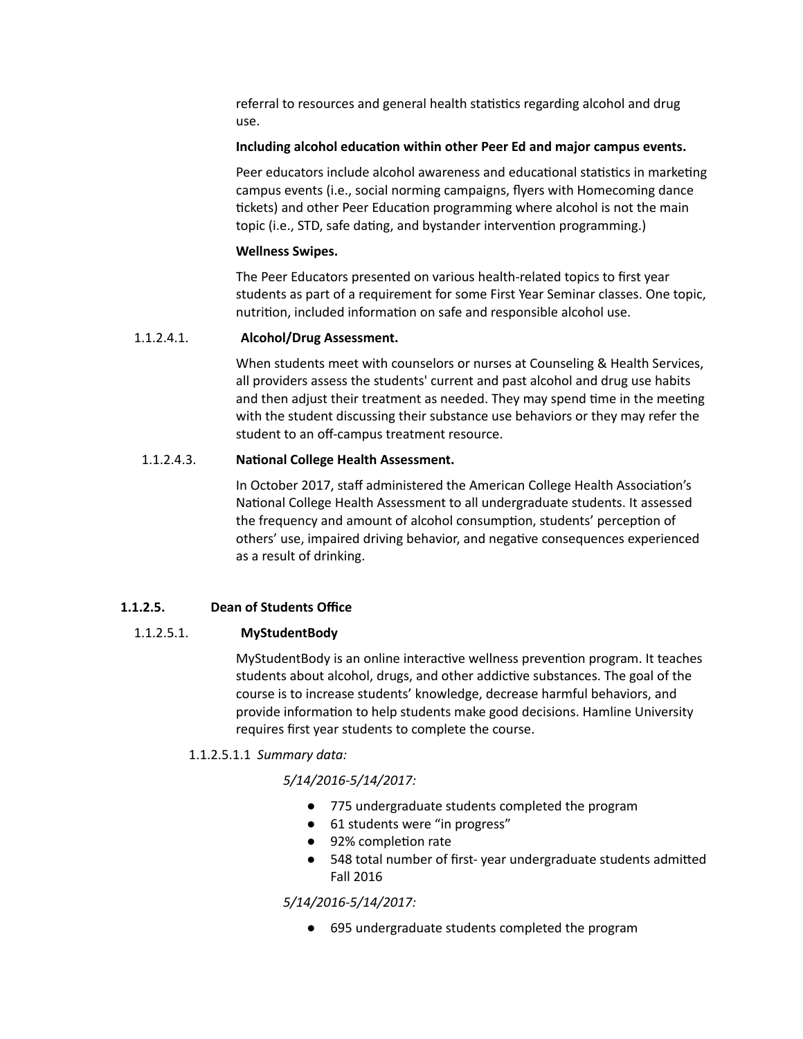referral to resources and general health statistics regarding alcohol and drug use.

**Including alcohol education within other Peer Ed and major campus events.**

Peer educators include alcohol awareness and educational statistics in marketing campus events (i.e., social norming campaigns, flyers with Homecoming dance tickets) and other Peer Education programming where alcohol is not the main topic (i.e., STD, safe dating, and bystander intervention programming.)

**Wellness Swipes.**

The Peer Educators presented on various health-related topics to first year students as part of a requirement for some First Year Seminar classes. One topic, nutrition, included information on safe and responsible alcohol use.

1.1.2.4.1. **Alcohol/Drug Assessment.**

When students meet with counselors or nurses at Counseling & Health Services, all providers assess the students' current and past alcohol and drug use habits and then adjust their treatment as needed. They may spend time in the meeting with the student discussing their substance use behaviors or they may refer the student to an off-campus treatment resource.

1.1.2.4.3. **National College Health Assessment.**

In October 2017, staff administered the American College Health Association's National College Health Assessment to all undergraduate students. It assessed the frequency and amount of alcohol consumption, students' perception of others' use, impaired driving behavior, and negative consequences experienced as a result of drinking.

### 1.1.2.5. Dean of Students Office

1.1.2.5.1. **MyStudentBody**

MyStudentBody is an online interactive wellness prevention program. It teaches students about alcohol, drugs, and other addictive substances. The goal of the course is to increase students' knowledge, decrease harmful behaviors, and provide information to help students make good decisions. Hamline University requires first year students to complete the course.

1.1.2.5.1.1 *Summary data:*

*5/14/2016-5/14/2017:*

- 775 undergraduate students completed the program
- 61 students were "in progress"
- 92% completion rate
- 548 total number of first- year undergraduate students admitted Fall 2016

*5/14/2016-5/14/2017:*

- 695 undergraduate students completed the program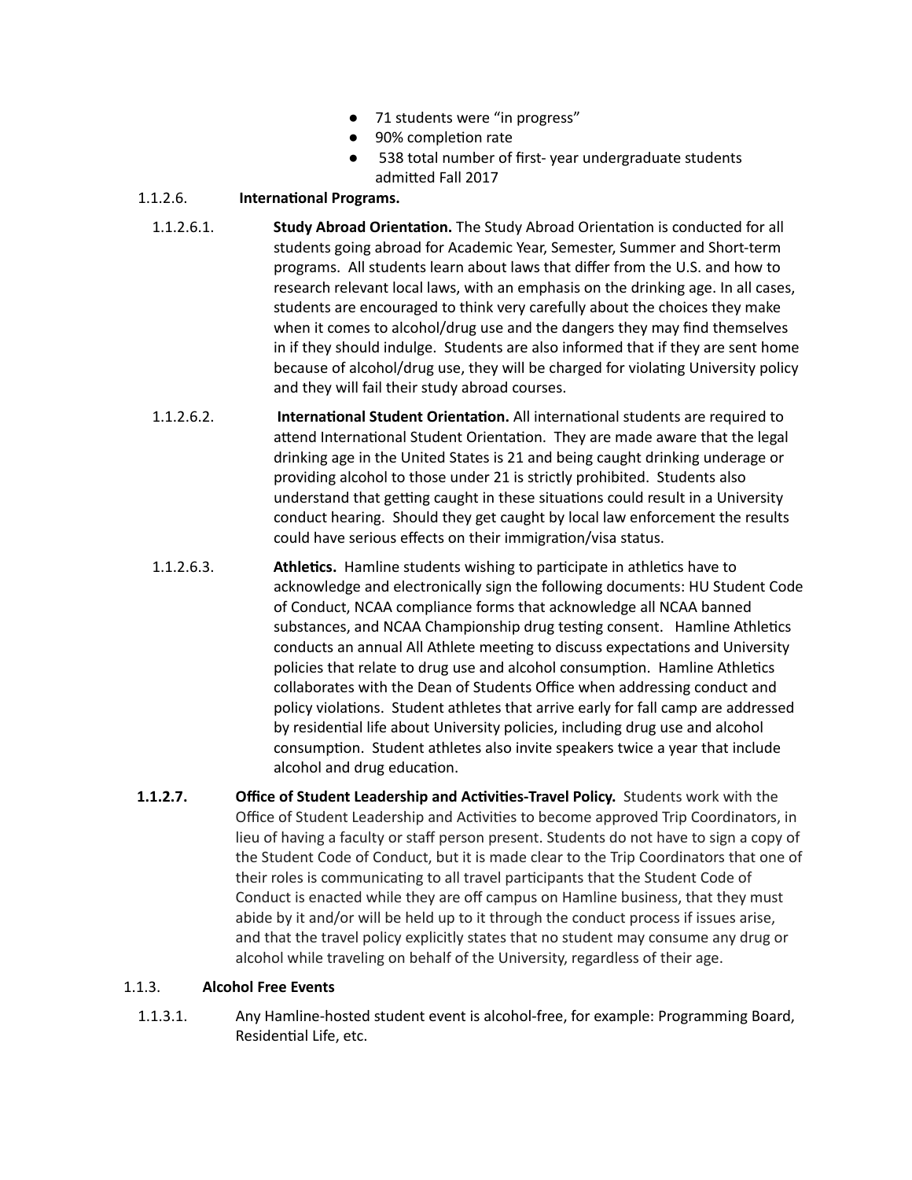- 71 students were "in progress"
- 90% completion rate
- 538 total number of first- year undergraduate students admitted Fall 2017

1.1.2.6. **International Programs.**

1.1.2.6.1. **Study Abroad Orientation.** The Study Abroad Orientation is conducted for all students going abroad for Academic Year, Semester, Summer and Short-term programs. All students learn about laws that differ from the U.S. and how to research relevant local laws, with an emphasis on the drinking age. In all cases, students are encouraged to think very carefully about the choices they make when it comes to alcohol/drug use and the dangers they may find themselves in if they should indulge. Students are also informed that if they are sent home because of alcohol/drug use, they will be charged for violating University policy and they will fail their study abroad courses.

1.1.2.6.2. **International Student Orientation.** All international students are required to attend International Student Orientation. They are made aware that the legal drinking age in the United States is 21 and being caught drinking underage or providing alcohol to those under 21 is strictly prohibited. Students also understand that getting caught in these situations could result in a University conduct hearing. Should they get caught by local law enforcement the results could have serious effects on their immigration/visa status.

1.1.2.6.3. **Athletics.** Hamline students wishing to participate in athletics have to acknowledge and electronically sign the following documents: HU Student Code of Conduct, NCAA compliance forms that acknowledge all NCAA banned substances, and NCAA Championship drug testing consent. Hamline Athletics conducts an annual All Athlete meeting to discuss expectations and University policies that relate to drug use and alcohol consumption. Hamline Athletics collaborates with the Dean of Students Office when addressing conduct and policy violations. Student athletes that arrive early for fall camp are addressed by residential life about University policies, including drug use and alcohol consumption. Student athletes also invite speakers twice a year that include alcohol and drug education.

**1.1.2.7. Office of Student Leadership and Activities-Travel Policy.** Students work with the Office of Student Leadership and Activities to become approved Trip Coordinators, in lieu of having a faculty or staff person present. Students do not have to sign a copy of the Student Code of Conduct, but it is made clear to the Trip Coordinators that one of their roles is communicating to all travel participants that the Student Code of Conduct is enacted while they are off campus on Hamline business, that they must abide by it and/or will be held up to it through the conduct process if issues arise, and that the travel policy explicitly states that no student may consume any drug or alcohol while traveling on behalf of the University, regardless of their age.

1.1.3. **Alcohol Free Events**

1.1.3.1. Any Hamline-hosted student event is alcohol-free, for example: Programming Board, Residential Life, etc.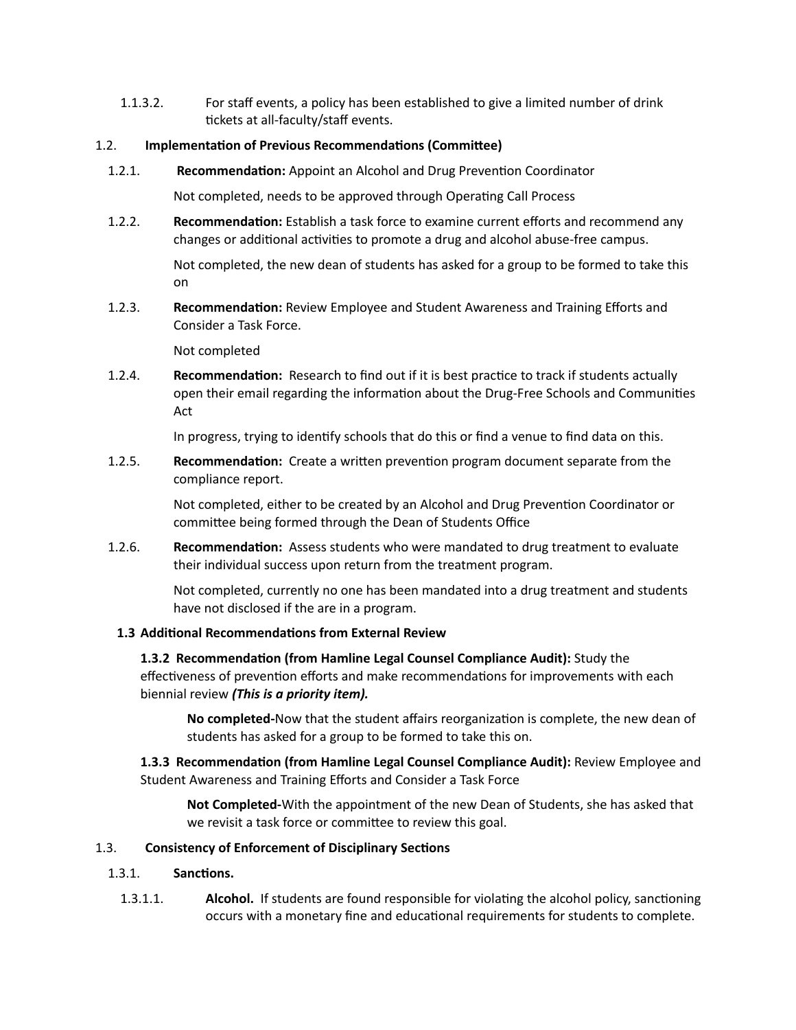1.1.3.2. For staff events, a policy has been established to give a limited number of drink tickets at all-faculty/staff events.

### 1.2. Implementation of Previous Recommendations (Committee)

1.2.1. **Recommendation:** Appoint an Alcohol and Drug Prevention Coordinator

Not completed, needs to be approved through Operating Call Process

1.2.2. **Recommendation:** Establish a task force to examine current efforts and recommend any changes or additional activities to promote a drug and alcohol abuse-free campus.

Not completed, the new dean of students has asked for a group to be formed to take this on

1.2.3. **Recommendation:** Review Employee and Student Awareness and Training Efforts and Consider a Task Force.

Not completed

1.2.4. **Recommendation:** Research to find out if it is best practice to track if students actually open their email regarding the information about the Drug-Free Schools and Communities Act

In progress, trying to identify schools that do this or find a venue to find data on this.

1.2.5. **Recommendation:** Create a written prevention program document separate from the compliance report.

Not completed, either to be created by an Alcohol and Drug Prevention Coordinator or committee being formed through the Dean of Students Office

1.2.6. **Recommendation:** Assess students who were mandated to drug treatment to evaluate their individual success upon return from the treatment program.

Not completed, currently no one has been mandated into a drug treatment and students have not disclosed if the are in a program.

### 1.3 Additional Recommendations from External Review

**1.3.2 Recommendation (from Hamline Legal Counsel Compliance Audit):** Study the effectiveness of prevention efforts and make recommendations for improvements with each biennial review ***(This is a priority item).***

**No completed-**Now that the student affairs reorganization is complete, the new dean of students has asked for a group to be formed to take this on.

**1.3.3 Recommendation (from Hamline Legal Counsel Compliance Audit):** Review Employee and Student Awareness and Training Efforts and Consider a Task Force

**Not Completed-**With the appointment of the new Dean of Students, she has asked that we revisit a task force or committee to review this goal.

### 1.3. Consistency of Enforcement of Disciplinary Sections

1.3.1. **Sanctions.**

1.3.1.1. **Alcohol.** If students are found responsible for violating the alcohol policy, sanctioning occurs with a monetary fine and educational requirements for students to complete.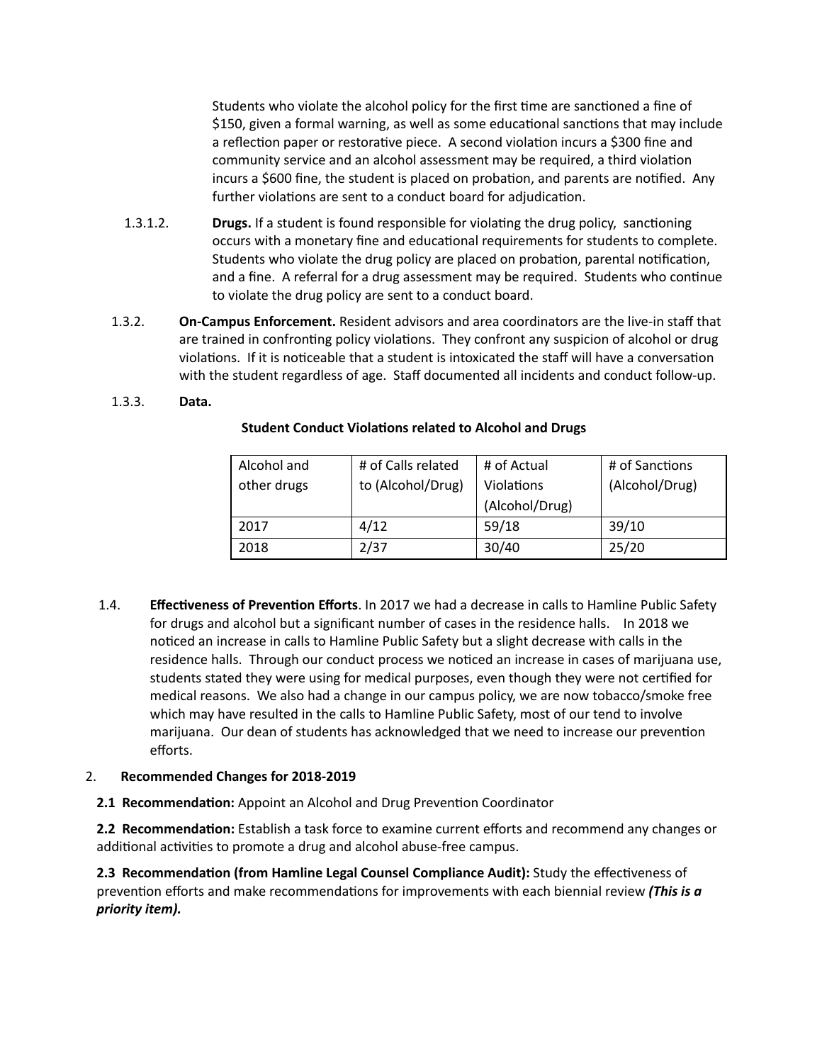Students who violate the alcohol policy for the first time are sanctioned a fine of $150, given a formal warning, as well as some educational sanctions that may include a reflection paper or restorative piece. A second violation incurs a $300 fine and community service and an alcohol assessment may be required, a third violation incurs a $600 fine, the student is placed on probation, and parents are notified. Any further violations are sent to a conduct board for adjudication.

1.3.1.2. **Drugs.** If a student is found responsible for violating the drug policy, sanctioning occurs with a monetary fine and educational requirements for students to complete. Students who violate the drug policy are placed on probation, parental notification, and a fine. A referral for a drug assessment may be required. Students who continue to violate the drug policy are sent to a conduct board.

1.3.2. **On-Campus Enforcement.** Resident advisors and area coordinators are the live-in staff that are trained in confronting policy violations. They confront any suspicion of alcohol or drug violations. If it is noticeable that a student is intoxicated the staff will have a conversation with the student regardless of age. Staff documented all incidents and conduct follow-up.

1.3.3. **Data.**

**Student Conduct Violations related to Alcohol and Drugs**

| Alcohol and other drugs | # of Calls related to (Alcohol/Drug) | # of Actual Violations (Alcohol/Drug) | # of Sanctions (Alcohol/Drug) |
|---|---|---|---|
| 2017 | 4/12 | 59/18 | 39/10 |
| 2018 | 2/37 | 30/40 | 25/20 |

1.4. **Effectiveness of Prevention Efforts**. In 2017 we had a decrease in calls to Hamline Public Safety for drugs and alcohol but a significant number of cases in the residence halls. In 2018 we noticed an increase in calls to Hamline Public Safety but a slight decrease with calls in the residence halls. Through our conduct process we noticed an increase in cases of marijuana use, students stated they were using for medical purposes, even though they were not certified for medical reasons. We also had a change in our campus policy, we are now tobacco/smoke free which may have resulted in the calls to Hamline Public Safety, most of our tend to involve marijuana. Our dean of students has acknowledged that we need to increase our prevention efforts.

## 2. Recommended Changes for 2018-2019

**2.1 Recommendation:** Appoint an Alcohol and Drug Prevention Coordinator

**2.2 Recommendation:** Establish a task force to examine current efforts and recommend any changes or additional activities to promote a drug and alcohol abuse-free campus.

**2.3 Recommendation (from Hamline Legal Counsel Compliance Audit):** Study the effectiveness of prevention efforts and make recommendations for improvements with each biennial review ***(This is a priority item).***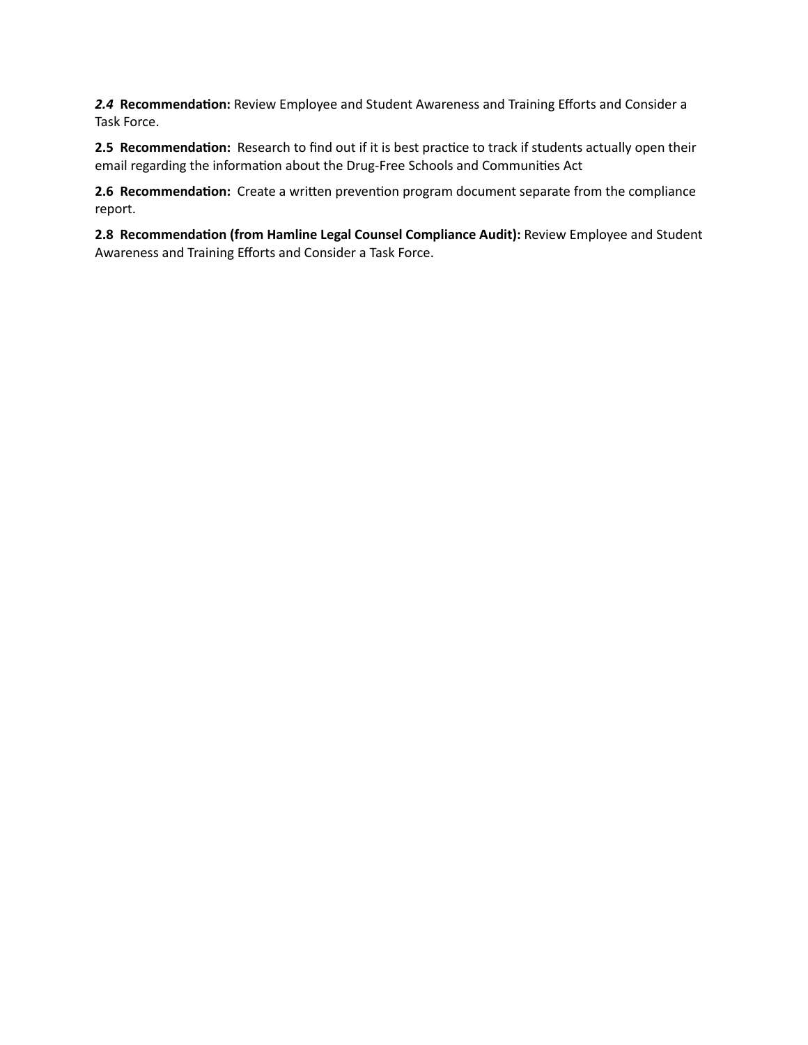***2.4*** **Recommendation:** Review Employee and Student Awareness and Training Efforts and Consider a Task Force.

**2.5 Recommendation:** Research to find out if it is best practice to track if students actually open their email regarding the information about the Drug-Free Schools and Communities Act

**2.6 Recommendation:** Create a written prevention program document separate from the compliance report.

**2.8 Recommendation (from Hamline Legal Counsel Compliance Audit):** Review Employee and Student Awareness and Training Efforts and Consider a Task Force.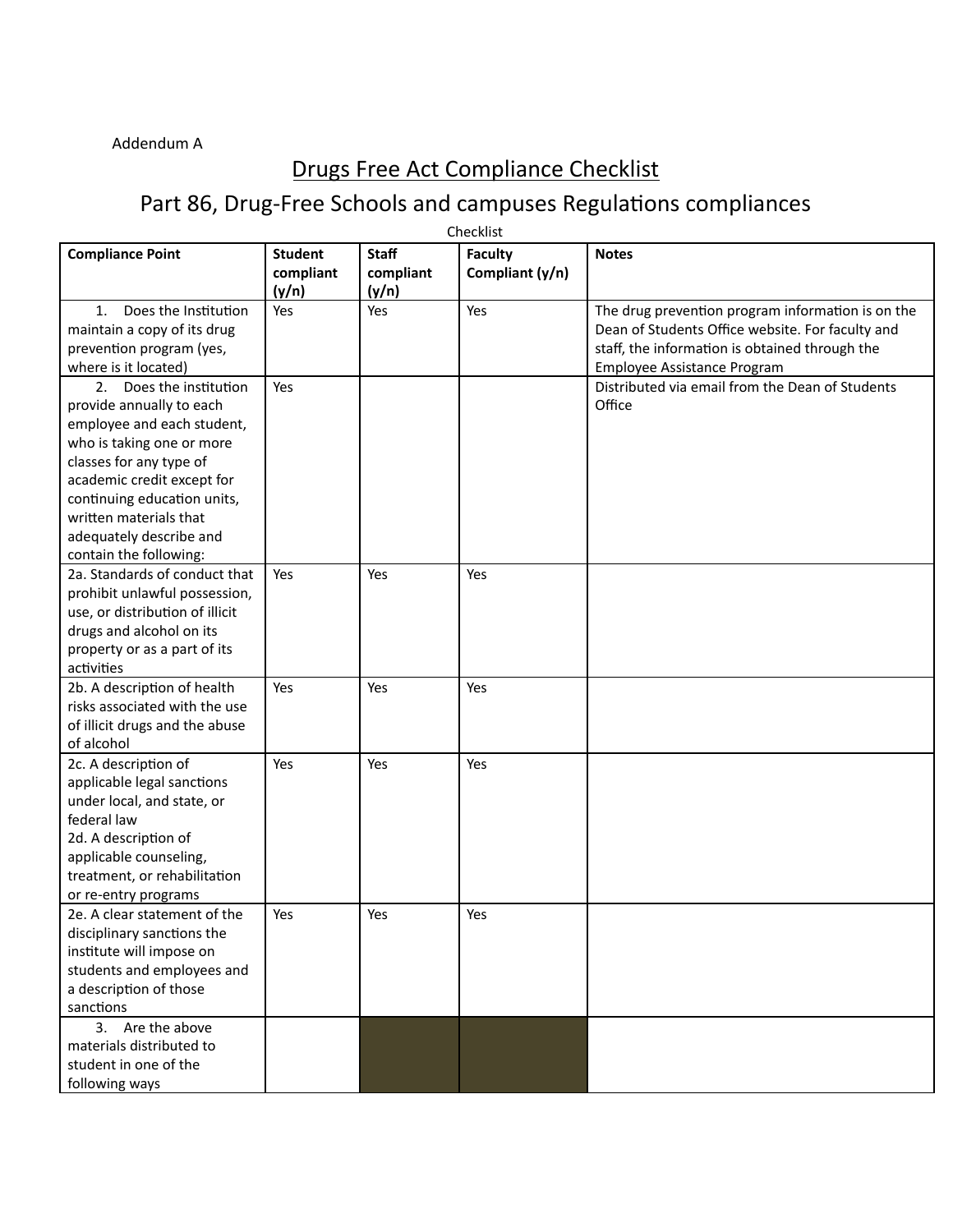Addendum A

# Drugs Free Act Compliance Checklist

## Part 86, Drug-Free Schools and campuses Regulations compliances

Checklist

| Compliance Point | Student compliant (y/n) | Staff compliant (y/n) | Faculty Compliant (y/n) | Notes |
|---|---|---|---|---|
| 1. Does the Institution maintain a copy of its drug prevention program (yes, where is it located) | Yes | Yes | Yes | The drug prevention program information is on the Dean of Students Office website. For faculty and staff, the information is obtained through the Employee Assistance Program |
| 2. Does the institution provide annually to each employee and each student, who is taking one or more classes for any type of academic credit except for continuing education units, written materials that adequately describe and contain the following: | Yes | | | Distributed via email from the Dean of Students Office |
| 2a. Standards of conduct that prohibit unlawful possession, use, or distribution of illicit drugs and alcohol on its property or as a part of its activities | Yes | Yes | Yes | |
| 2b. A description of health risks associated with the use of illicit drugs and the abuse of alcohol | Yes | Yes | Yes | |
| 2c. A description of applicable legal sanctions under local, and state, or federal law<br>2d. A description of applicable counseling, treatment, or rehabilitation or re-entry programs | Yes | Yes | Yes | |
| 2e. A clear statement of the disciplinary sanctions the institute will impose on students and employees and a description of those sanctions | Yes | Yes | Yes | |
| 3. Are the above materials distributed to student in one of the following ways | | | | |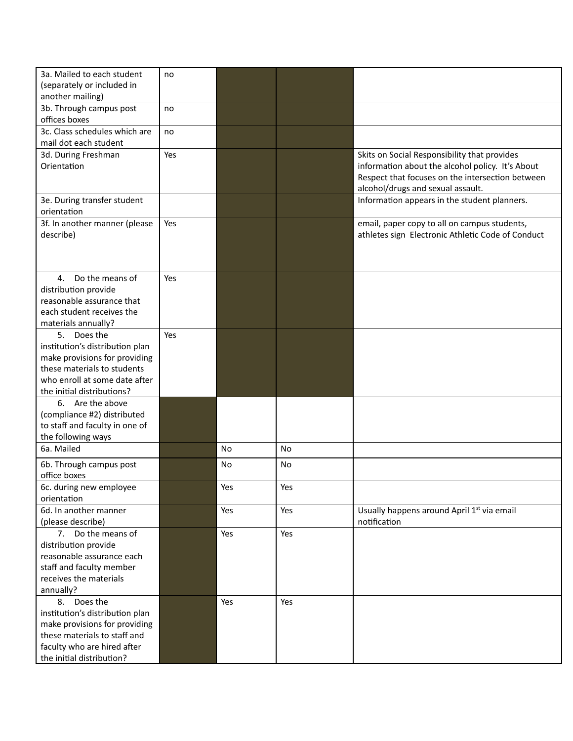| | | | | |
|---|---|---|---|---|
| 3a. Mailed to each student (separately or included in another mailing) | no | | | |
| 3b. Through campus post offices boxes | no | | | |
| 3c. Class schedules which are mail dot each student | no | | | |
| 3d. During Freshman Orientation | Yes | | | Skits on Social Responsibility that provides information about the alcohol policy. It's About Respect that focuses on the intersection between alcohol/drugs and sexual assault. |
| 3e. During transfer student orientation | | | | Information appears in the student planners. |
| 3f. In another manner (please describe) | Yes | | | email, paper copy to all on campus students, athletes sign Electronic Athletic Code of Conduct |
| 4. Do the means of distribution provide reasonable assurance that each student receives the materials annually? | Yes | | | |
| 5. Does the institution's distribution plan make provisions for providing these materials to students who enroll at some date after the initial distributions? | Yes | | | |
| 6. Are the above (compliance #2) distributed to staff and faculty in one of the following ways | | | | |
| 6a. Mailed | | No | No | |
| 6b. Through campus post office boxes | | No | No | |
| 6c. during new employee orientation | | Yes | Yes | |
| 6d. In another manner (please describe) | | Yes | Yes | Usually happens around April 1st via email notification |
| 7. Do the means of distribution provide reasonable assurance each staff and faculty member receives the materials annually? | | Yes | Yes | |
| 8. Does the institution's distribution plan make provisions for providing these materials to staff and faculty who are hired after the initial distribution? | | Yes | Yes | |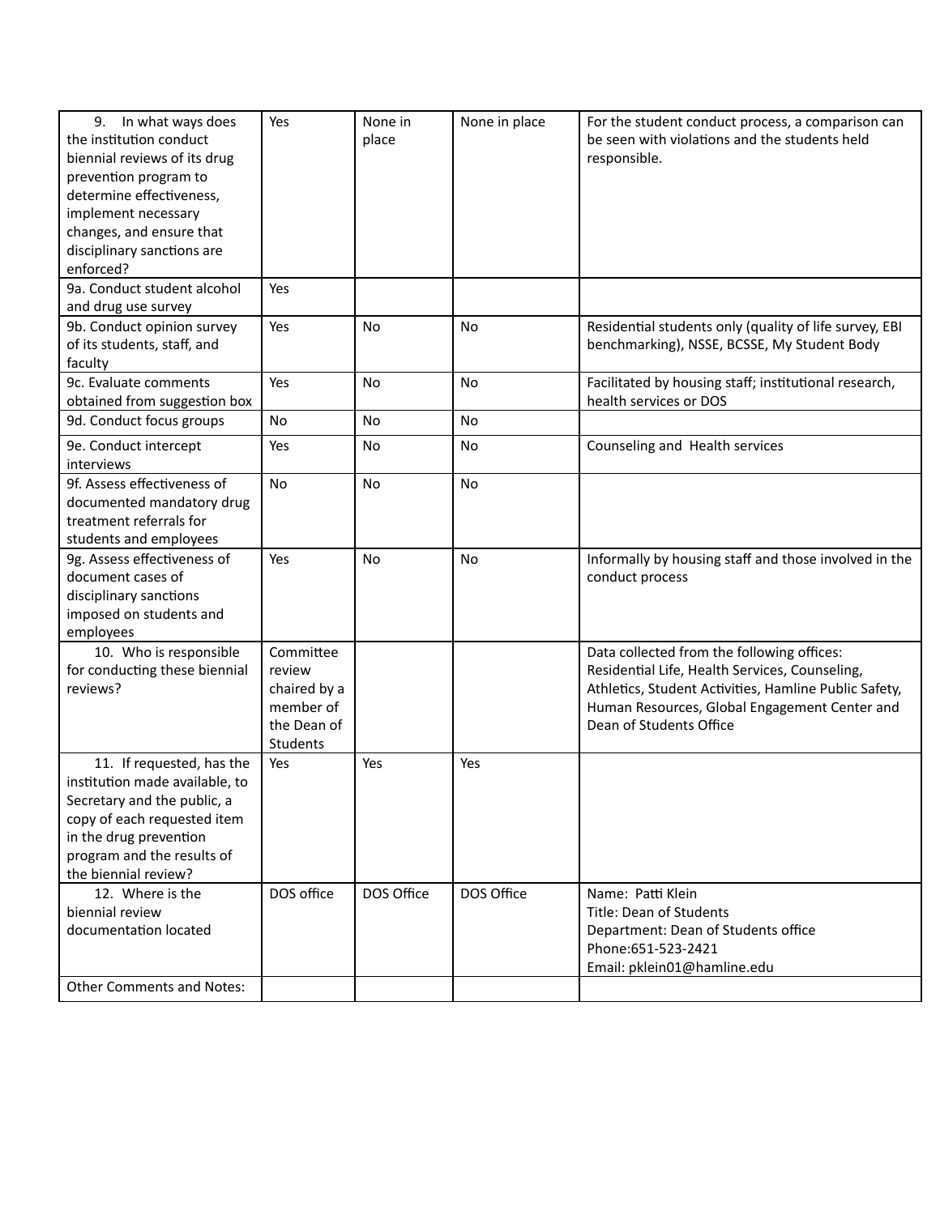| | | | | |
|---|---|---|---|---|
| 9. In what ways does the institution conduct biennial reviews of its drug prevention program to determine effectiveness, implement necessary changes, and ensure that disciplinary sanctions are enforced? | Yes | None in place | None in place | For the student conduct process, a comparison can be seen with violations and the students held responsible. |
| 9a. Conduct student alcohol and drug use survey | Yes | | | |
| 9b. Conduct opinion survey of its students, staff, and faculty | Yes | No | No | Residential students only (quality of life survey, EBI benchmarking), NSSE, BCSSE, My Student Body |
| 9c. Evaluate comments obtained from suggestion box | Yes | No | No | Facilitated by housing staff; institutional research, health services or DOS |
| 9d. Conduct focus groups | No | No | No | |
| 9e. Conduct intercept interviews | Yes | No | No | Counseling and Health services |
| 9f. Assess effectiveness of documented mandatory drug treatment referrals for students and employees | No | No | No | |
| 9g. Assess effectiveness of document cases of disciplinary sanctions imposed on students and employees | Yes | No | No | Informally by housing staff and those involved in the conduct process |
| 10. Who is responsible for conducting these biennial reviews? | Committee review chaired by a member of the Dean of Students | | | Data collected from the following offices: Residential Life, Health Services, Counseling, Athletics, Student Activities, Hamline Public Safety, Human Resources, Global Engagement Center and Dean of Students Office |
| 11. If requested, has the institution made available, to Secretary and the public, a copy of each requested item in the drug prevention program and the results of the biennial review? | Yes | Yes | Yes | |
| 12. Where is the biennial review documentation located | DOS office | DOS Office | DOS Office | Name: Patti Klein<br>Title: Dean of Students<br>Department: Dean of Students office<br>Phone:651-523-2421<br>Email: pklein01@hamline.edu |
| Other Comments and Notes: | | | | |